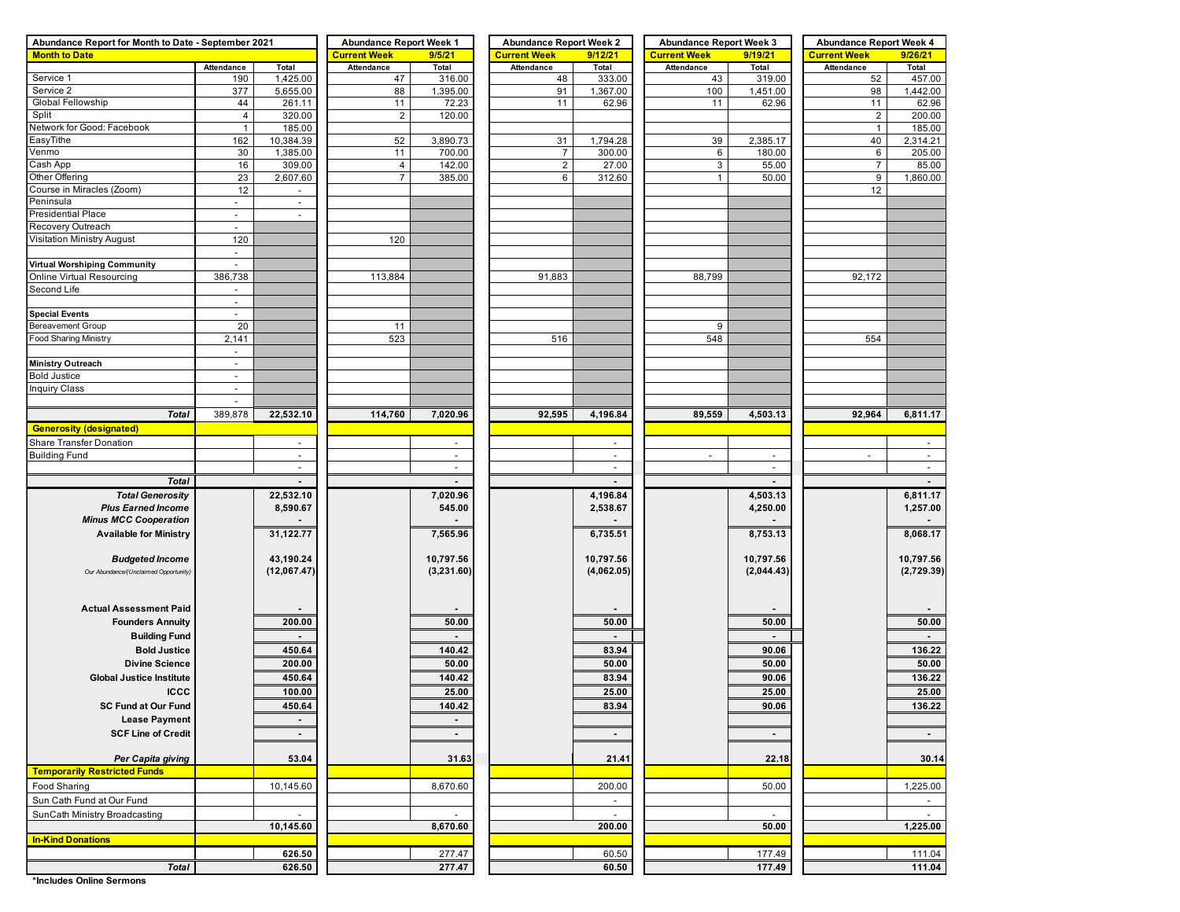| Abundance Report for Month to Date - September 2021 | | | Abundance Report Week 1 | | Abundance Report Week 2 | | Abundance Report Week 3 | | Abundance Report Week 4 | |
|---|---|---|---|---|---|---|---|---|---|---|
| **Month to Date** | | | **Current Week** | **9/5/21** | **Current Week** | **9/12/21** | **Current Week** | **9/19/21** | **Current Week** | **9/26/21** |
| | Attendance | Total | Attendance | Total | Attendance | Total | Attendance | Total | Attendance | Total |
| Service 1 | 190 | 1,425.00 | 47 | 316.00 | 48 | 333.00 | 43 | 319.00 | 52 | 457.00 |
| Service 2 | 377 | 5,655.00 | 88 | 1,395.00 | 91 | 1,367.00 | 100 | 1,451.00 | 98 | 1,442.00 |
| Global Fellowship | 44 | 261.11 | 11 | 72.23 | 11 | 62.96 | 11 | 62.96 | 11 | 62.96 |
| Split | 4 | 320.00 | 2 | 120.00 | | | | | 2 | 200.00 |
| Network for Good: Facebook | 1 | 185.00 | | | | | | | 1 | 185.00 |
| EasyTithe | 162 | 10,384.39 | 52 | 3,890.73 | 31 | 1,794.28 | 39 | 2,385.17 | 40 | 2,314.21 |
| Venmo | 30 | 1,385.00 | 11 | 700.00 | 7 | 300.00 | 6 | 180.00 | 6 | 205.00 |
| Cash App | 16 | 309.00 | 4 | 142.00 | 2 | 27.00 | 3 | 55.00 | 7 | 85.00 |
| Other Offering | 23 | 2,607.60 | 7 | 385.00 | 6 | 312.60 | 1 | 50.00 | 9 | 1,860.00 |
| Course in Miracles (Zoom) | 12 | - | | | | | | | 12 | |
| Peninsula | - | - | | | | | | | | |
| Presidential Place | - | - | | | | | | | | |
| Recovery Outreach | - | | | | | | | | | |
| Visitation Ministry August | 120 | | 120 | | | | | | | |
| | - | | | | | | | | | |
| **Virtual Worshiping Community** | - | | | | | | | | | |
| Online Virtual Resourcing | 386,738 | | 113,884 | | 91,883 | | 88,799 | | 92,172 | |
| Second Life | - | | | | | | | | | |
| | - | | | | | | | | | |
| **Special Events** | - | | | | | | | | | |
| Bereavement Group | 20 | | 11 | | | | 9 | | | |
| Food Sharing Ministry | 2,141 | | 523 | | 516 | | 548 | | 554 | |
| | - | | | | | | | | | |
| **Ministry Outreach** | - | | | | | | | | | |
| Bold Justice | - | | | | | | | | | |
| Inquiry Class | - | | | | | | | | | |
| | - | | | | | | | | | |
| ***Total*** | 389,878 | **22,532.10** | **114,760** | **7,020.96** | **92,595** | **4,196.84** | **89,559** | **4,503.13** | **92,964** | **6,811.17** |
| **Generosity (designated)** | | | | | | | | | | |
| Share Transfer Donation | | - | | - | | - | | - | | - |
| Building Fund | | - | | - | | - | - | - | - | - |
| | | - | | - | | - | | - | | - |
| ***Total*** | | **-** | | **-** | | **-** | | **-** | | **-** |
| ***Total Generosity*** | | **22,532.10** | | **7,020.96** | | **4,196.84** | | **4,503.13** | | **6,811.17** |
| ***Plus Earned Income*** | | **8,590.67** | | **545.00** | | **2,538.67** | | **4,250.00** | | **1,257.00** |
| ***Minus MCC Cooperation*** | | **-** | | **-** | | **-** | | **-** | | **-** |
| **Available for Ministry** | | **31,122.77** | | **7,565.96** | | **6,735.51** | | **8,753.13** | | **8,068.17** |
| ***Budgeted Income*** | | **43,190.24** | | **10,797.56** | | **10,797.56** | | **10,797.56** | | **10,797.56** |
| *Our Abundance/(Unclaimed Opportunity)* | | **(12,067.47)** | | **(3,231.60)** | | **(4,062.05)** | | **(2,044.43)** | | **(2,729.39)** |
| **Actual Assessment Paid** | | **-** | | **-** | | **-** | | **-** | | **-** |
| **Founders Annuity** | | **200.00** | | **50.00** | | **50.00** | | **50.00** | | **50.00** |
| **Building Fund** | | **-** | | **-** | | **-** | | **-** | | **-** |
| **Bold Justice** | | **450.64** | | **140.42** | | **83.94** | | **90.06** | | **136.22** |
| **Divine Science** | | **200.00** | | **50.00** | | **50.00** | | **50.00** | | **50.00** |
| **Global Justice Institute** | | **450.64** | | **140.42** | | **83.94** | | **90.06** | | **136.22** |
| **ICCC** | | **100.00** | | **25.00** | | **25.00** | | **25.00** | | **25.00** |
| **SC Fund at Our Fund** | | **450.64** | | **140.42** | | **83.94** | | **90.06** | | **136.22** |
| **Lease Payment** | | **-** | | **-** | | | | | | |
| **SCF Line of Credit** | | **-** | | **-** | | **-** | | **-** | | **-** |
| ***Per Capita giving*** | | **53.04** | | **31.63** | | **21.41** | | **22.18** | | **30.14** |
| **Temporarily Restricted Funds** | | | | | | | | | | |
| Food Sharing | | 10,145.60 | | 8,670.60 | | 200.00 | | 50.00 | | 1,225.00 |
| Sun Cath Fund at Our Fund | | | | | | - | | | | - |
| SunCath Ministry Broadcasting | | - | | - | | - | | - | | - |
| | | **10,145.60** | | **8,670.60** | | **200.00** | | **50.00** | | **1,225.00** |
| **In-Kind Donations** | | | | | | | | | | |
| | | **626.50** | | 277.47 | | 60.50 | | 177.49 | | 111.04 |
| ***Total*** | | **626.50** | | **277.47** | | **60.50** | | **177.49** | | **111.04** |

**\*Includes Online Sermons**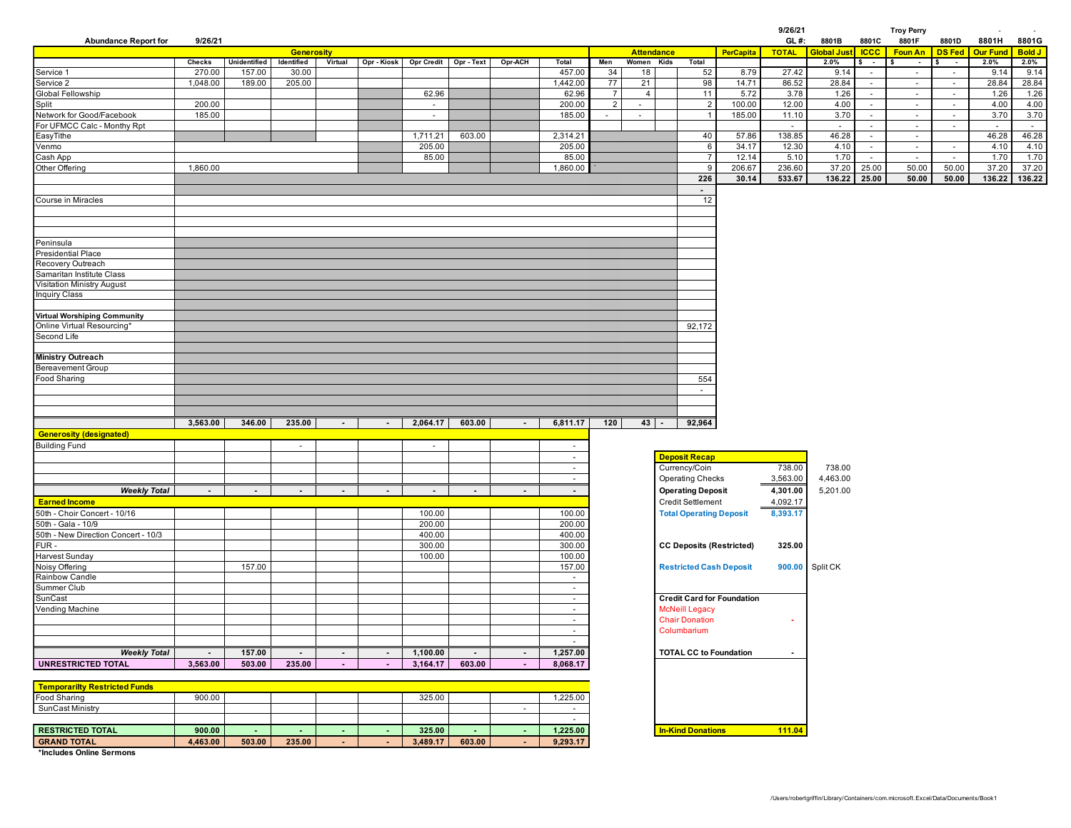**Abundance Report for** 9/26/21

| | Checks | Unidentified | Identified | Virtual | Opr - Kiosk | Opr Credit | Opr - Text | Opr-ACH | Total | Men | Women | Kids | Total | PerCapita | TOTAL | Global Just | ICCC | Foun An | DS Fed | Our Fund | Bold J |
|---|---|---|---|---|---|---|---|---|---|---|---|---|---|---|---|---|---|---|---|---|---|
| | **Generosity** | | | | | | | | | **Attendance** | | | | | 9/26/21 | | | Troy Perry | | - | - |
| | | | | | | | | | | | | | | | GL #: | 8801B | 8801C | 8801F | 8801D | 8801H | 8801G |
| | | | | | | | | | | | | | | | | 2.0% | $ - | $ - | $ - | 2.0% | 2.0% |
| Service 1 | 270.00 | 157.00 | 30.00 | | | | | | 457.00 | 34 | 18 | | 52 | 8.79 | 27.42 | 9.14 | - | - | - | 9.14 | 9.14 |
| Service 2 | 1,048.00 | 189.00 | 205.00 | | | | | | 1,442.00 | 77 | 21 | | 98 | 14.71 | 86.52 | 28.84 | - | - | - | 28.84 | 28.84 |
| Global Fellowship | | | | | | 62.96 | | | 62.96 | 7 | 4 | | 11 | 5.72 | 3.78 | 1.26 | - | - | - | 1.26 | 1.26 |
| Split | 200.00 | | | | | - | | | 200.00 | 2 | - | | 2 | 100.00 | 12.00 | 4.00 | - | - | - | 4.00 | 4.00 |
| Network for Good/Facebook | 185.00 | | | | | - | | | 185.00 | - | - | | 1 | 185.00 | 11.10 | 3.70 | - | - | - | 3.70 | 3.70 |
| For UFMCC Calc - Monthy Rpt | | | | | | | | | | | | | | | - | - | - | - | - | - | - |
| EasyTithe | | | | | | 1,711.21 | 603.00 | | 2,314.21 | | | | 40 | 57.86 | 138.85 | 46.28 | - | - | | 46.28 | 46.28 |
| Venmo | | | | | | 205.00 | | | 205.00 | | | | 6 | 34.17 | 12.30 | 4.10 | - | - | - | 4.10 | 4.10 |
| Cash App | | | | | | 85.00 | | | 85.00 | | | | 7 | 12.14 | 5.10 | 1.70 | - | - | - | 1.70 | 1.70 |
| Other Offering | 1,860.00 | | | | | | | | 1,860.00 | | | | 9 | 206.67 | 236.60 | 37.20 | 25.00 | 50.00 | 50.00 | 37.20 | 37.20 |
| | | | | | | | | | | | | | **226** | **30.14** | **533.67** | **136.22** | **25.00** | **50.00** | **50.00** | **136.22** | **136.22** |
| | | | | | | | | | | | | | - | | | | | | | | |
| Course in Miracles | | | | | | | | | | | | | 12 | | | | | | | | |
| Peninsula | | | | | | | | | | | | | | | | | | | | | |
| Presidential Place | | | | | | | | | | | | | | | | | | | | | |
| Recovery Outreach | | | | | | | | | | | | | | | | | | | | | |
| Samaritan Institute Class | | | | | | | | | | | | | | | | | | | | | |
| Visitation Ministry August | | | | | | | | | | | | | | | | | | | | | |
| Inquiry Class | | | | | | | | | | | | | | | | | | | | | |
| **Virtual Worshiping Community** | | | | | | | | | | | | | | | | | | | | | |
| Online Virtual Resourcing* | | | | | | | | | | | | | 92,172 | | | | | | | | |
| Second Life | | | | | | | | | | | | | | | | | | | | | |
| **Ministry Outreach** | | | | | | | | | | | | | | | | | | | | | |
| Bereavement Group | | | | | | | | | | | | | | | | | | | | | |
| Food Sharing | | | | | | | | | | | | | 554 | | | | | | | | |
| | | | | | | | | | | | | | - | | | | | | | | |
| | **3,563.00** | **346.00** | **235.00** | **-** | **-** | **2,064.17** | **603.00** | **-** | **6,811.17** | **120** | **43** | **-** | **92,964** | | | | | | | | |

| **Generosity (designated)** | Checks | Unidentified | Identified | Virtual | Opr - Kiosk | Opr Credit | Opr - Text | Opr-ACH | Total |
|---|---|---|---|---|---|---|---|---|---|
| Building Fund | | | - | | | - | | | - |
| | | | | | | | | | - |
| | | | | | | | | | - |
| | | | | | | | | | - |
| ***Weekly Total*** | **-** | **-** | **-** | **-** | **-** | **-** | **-** | **-** | **-** |
| **Earned Income** | | | | | | | | | |
| 50th - Choir Concert - 10/16 | | | | | | 100.00 | | | 100.00 |
| 50th - Gala - 10/9 | | | | | | 200.00 | | | 200.00 |
| 50th - New Direction Concert - 10/3 | | | | | | 400.00 | | | 400.00 |
| FUR - | | | | | | 300.00 | | | 300.00 |
| Harvest Sunday | | | | | | 100.00 | | | 100.00 |
| Noisy Offering | | 157.00 | | | | | | | 157.00 |
| Rainbow Candle | | | | | | | | | - |
| Summer Club | | | | | | | | | - |
| SunCast | | | | | | | | | - |
| Vending Machine | | | | | | | | | - |
| | | | | | | | | | - |
| | | | | | | | | | - |
| | | | | | | | | | - |
| ***Weekly Total*** | **-** | **157.00** | **-** | **-** | **-** | **1,100.00** | **-** | **-** | **1,257.00** |
| **UNRESTRICTED TOTAL** | **3,563.00** | **503.00** | **235.00** | **-** | **-** | **3,164.17** | **603.00** | **-** | **8,068.17** |
| **Temporarilty Restricted Funds** | | | | | | | | | |
| Food Sharing | 900.00 | | | | | 325.00 | | | 1,225.00 |
| SunCast Ministry | | | | | | | | - | - |
| | | | | | | | | | - |
| **RESTRICTED TOTAL** | **900.00** | **-** | **-** | **-** | **-** | **325.00** | **-** | **-** | **1,225.00** |
| **GRAND TOTAL** | **4,463.00** | **503.00** | **235.00** | **-** | **-** | **3,489.17** | **603.00** | **-** | **9,293.17** |

***Includes Online Sermons**

| **Deposit Recap** | | |
|---|---|---|
| Currency/Coin | 738.00 | 738.00 |
| Operating Checks | 3,563.00 | 4,463.00 |
| **Operating Deposit** | **4,301.00** | 5,201.00 |
| Credit Settlement | 4,092.17 | |
| **Total Operating Deposit** | **8,393.17** | |
| **CC Deposits (Restricted)** | **325.00** | |
| **Restricted Cash Deposit** | **900.00** | Split CK |
| **Credit Card for Foundation** | | |
| McNeill Legacy | | |
| Chair Donation | - | |
| Columbarium | | |
| **TOTAL CC to Foundation** | **-** | |
| **In-Kind Donations** | **111.04** | |